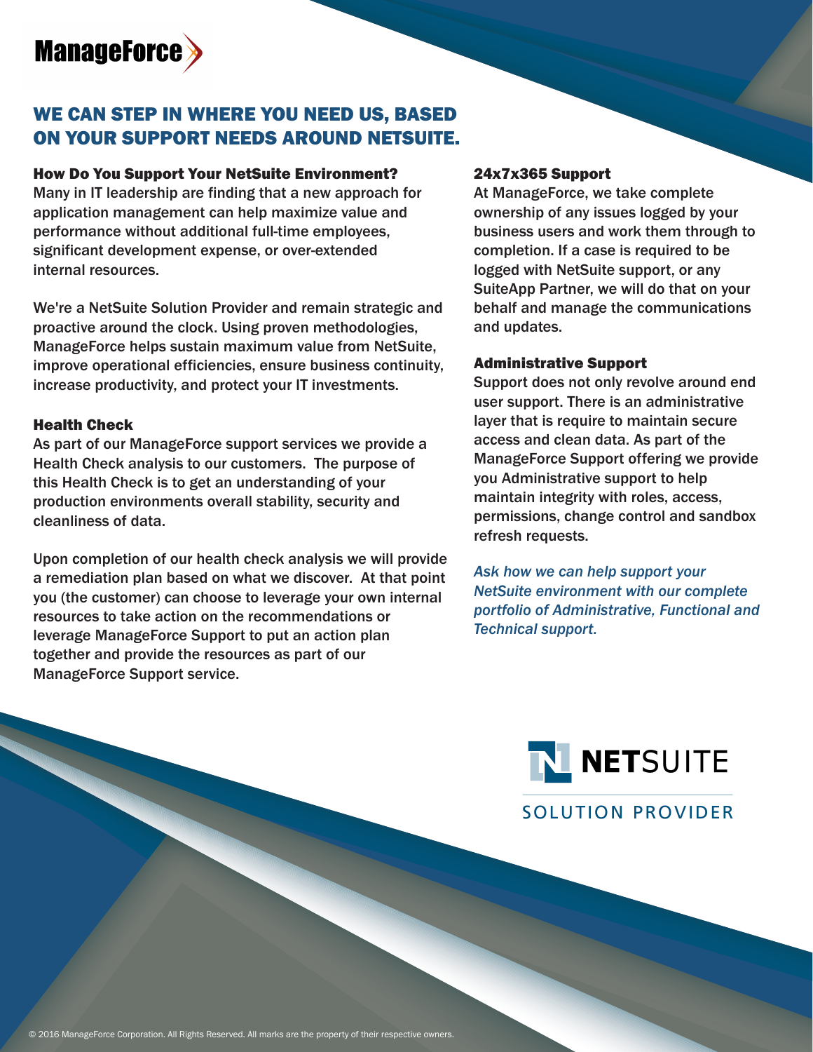ManageForce

# WE CAN STEP IN WHERE YOU NEED US, BASED ON YOUR SUPPORT NEEDS AROUND NETSUITE.

### How Do You Support Your NetSuite Environment?

Many in IT leadership are finding that a new approach for application management can help maximize value and performance without additional full-time employees, significant development expense, or over-extended internal resources.

We're a NetSuite Solution Provider and remain strategic and proactive around the clock. Using proven methodologies, ManageForce helps sustain maximum value from NetSuite, improve operational efficiencies, ensure business continuity, increase productivity, and protect your IT investments.

### Health Check

As part of our ManageForce support services we provide a Health Check analysis to our customers. The purpose of this Health Check is to get an understanding of your production environments overall stability, security and cleanliness of data.

Upon completion of our health check analysis we will provide a remediation plan based on what we discover. At that point you (the customer) can choose to leverage your own internal resources to take action on the recommendations or leverage ManageForce Support to put an action plan together and provide the resources as part of our ManageForce Support service.

### 24x7x365 Support

At ManageForce, we take complete ownership of any issues logged by your business users and work them through to completion. If a case is required to be logged with NetSuite support, or any SuiteApp Partner, we will do that on your behalf and manage the communications and updates.

### Administrative Support

Support does not only revolve around end user support. There is an administrative layer that is require to maintain secure access and clean data. As part of the ManageForce Support offering we provide you Administrative support to help maintain integrity with roles, access, permissions, change control and sandbox refresh requests.

*Ask how we can help support your NetSuite environment with our complete portfolio of Administrative, Functional and Technical support.*

NETSUITE SOLUTION PROVIDER

© 2016 ManageForce Corporation. All Rights Reserved. All marks are the property of their respective owners.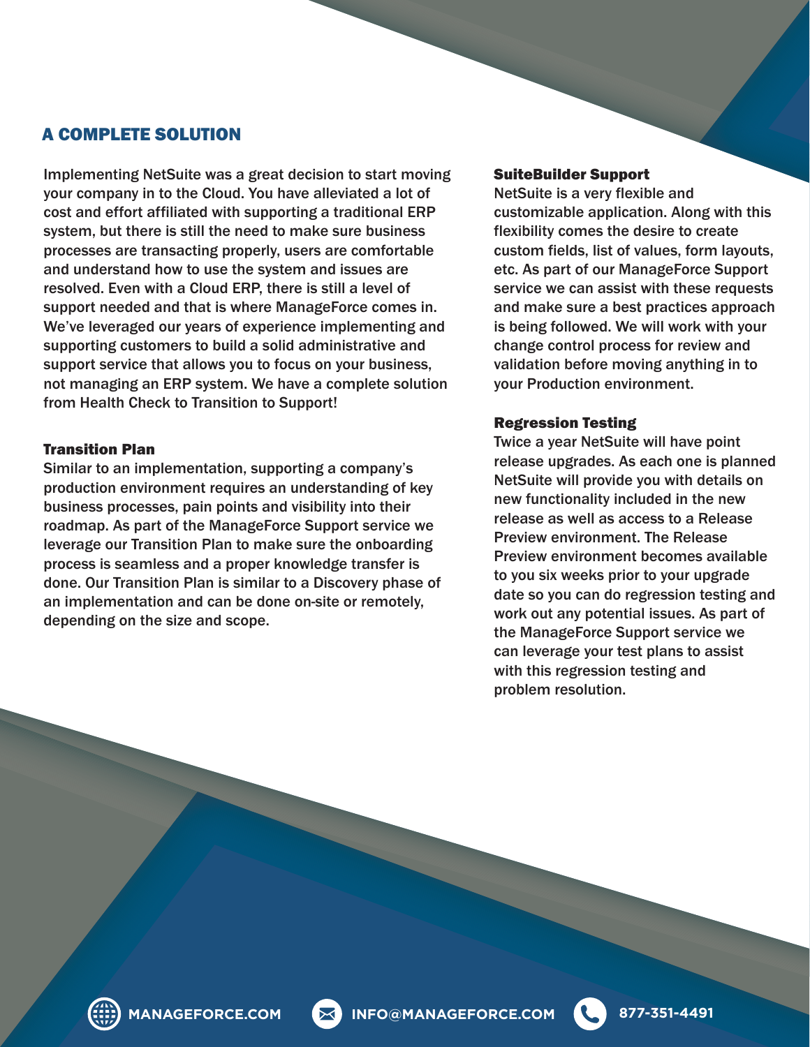## A COMPLETE SOLUTION

Implementing NetSuite was a great decision to start moving your company in to the Cloud. You have alleviated a lot of cost and effort affiliated with supporting a traditional ERP system, but there is still the need to make sure business processes are transacting properly, users are comfortable and understand how to use the system and issues are resolved. Even with a Cloud ERP, there is still a level of support needed and that is where ManageForce comes in. We've leveraged our years of experience implementing and supporting customers to build a solid administrative and support service that allows you to focus on your business, not managing an ERP system. We have a complete solution from Health Check to Transition to Support!

### Transition Plan

Similar to an implementation, supporting a company's production environment requires an understanding of key business processes, pain points and visibility into their roadmap. As part of the ManageForce Support service we leverage our Transition Plan to make sure the onboarding process is seamless and a proper knowledge transfer is done. Our Transition Plan is similar to a Discovery phase of an implementation and can be done on-site or remotely, depending on the size and scope.

### SuiteBuilder Support

NetSuite is a very flexible and customizable application. Along with this flexibility comes the desire to create custom fields, list of values, form layouts, etc. As part of our ManageForce Support service we can assist with these requests and make sure a best practices approach is being followed. We will work with your change control process for review and validation before moving anything in to your Production environment.

### Regression Testing

Twice a year NetSuite will have point release upgrades. As each one is planned NetSuite will provide you with details on new functionality included in the new release as well as access to a Release Preview environment. The Release Preview environment becomes available to you six weeks prior to your upgrade date so you can do regression testing and work out any potential issues. As part of the ManageForce Support service we can leverage your test plans to assist with this regression testing and problem resolution.

MANAGEFORCE.COM INFO@MANAGEFORCE.COM 877-351-4491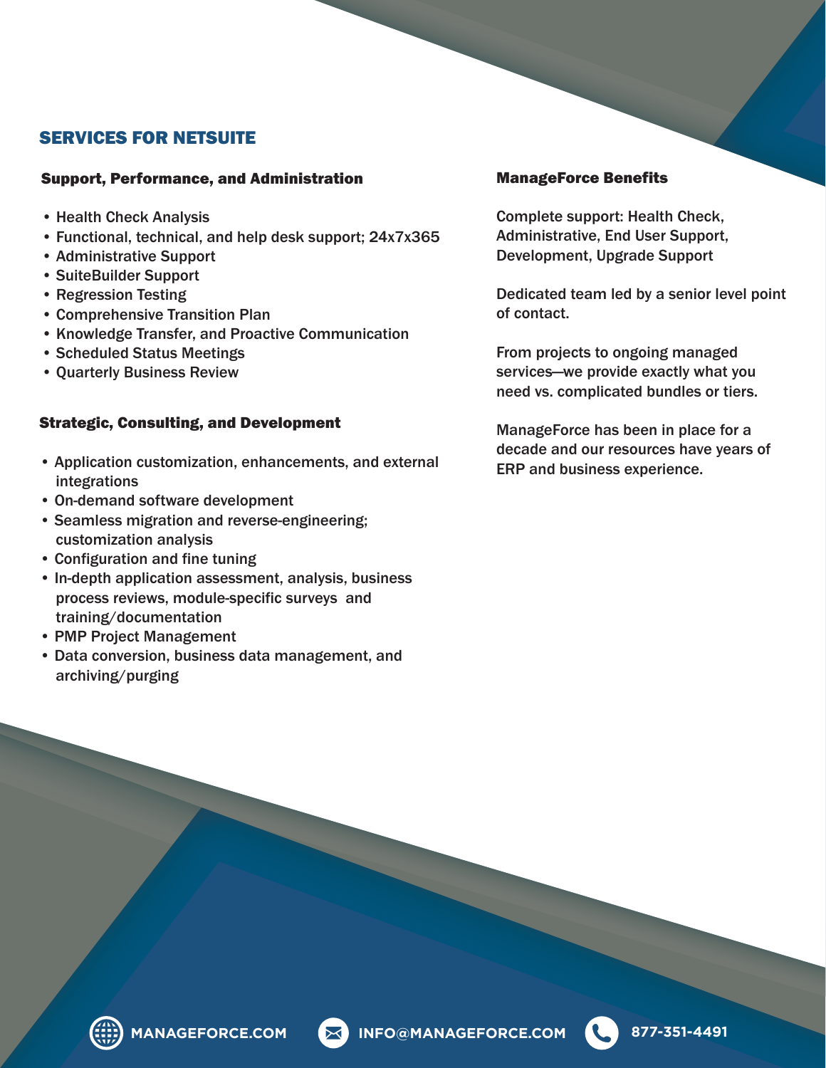## SERVICES FOR NETSUITE

### Support, Performance, and Administration

- Health Check Analysis
- Functional, technical, and help desk support; 24x7x365
- Administrative Support
- SuiteBuilder Support
- Regression Testing
- Comprehensive Transition Plan
- Knowledge Transfer, and Proactive Communication
- Scheduled Status Meetings
- Quarterly Business Review

### Strategic, Consulting, and Development

- Application customization, enhancements, and external integrations
- On-demand software development
- Seamless migration and reverse-engineering; customization analysis
- Configuration and fine tuning
- In-depth application assessment, analysis, business process reviews, module-specific surveys and training/documentation
- PMP Project Management
- Data conversion, business data management, and archiving/purging

### ManageForce Benefits

Complete support: Health Check, Administrative, End User Support, Development, Upgrade Support

Dedicated team led by a senior level point of contact.

From projects to ongoing managed services—we provide exactly what you need vs. complicated bundles or tiers.

ManageForce has been in place for a decade and our resources have years of ERP and business experience.

MANAGEFORCE.COM INFO@MANAGEFORCE.COM 877-351-4491